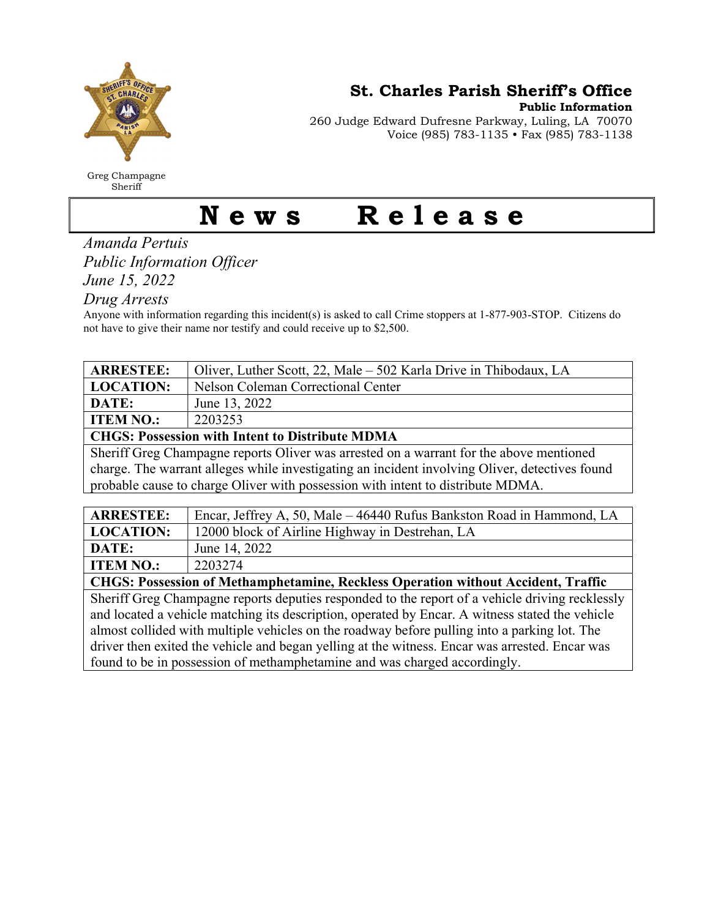# St. Charles Parish Sheriff's Office

**Public Information**

260 Judge Edward Dufresne Parkway, Luling, LA 70070
Voice (985) 783-1135 • Fax (985) 783-1138

Greg Champagne
Sheriff

# News Release

*Amanda Pertuis*
*Public Information Officer*
*June 15, 2022*
*Drug Arrests*

Anyone with information regarding this incident(s) is asked to call Crime stoppers at 1-877-903-STOP. Citizens do not have to give their name nor testify and could receive up to $2,500.

| **ARRESTEE:** | Oliver, Luther Scott, 22, Male – 502 Karla Drive in Thibodaux, LA |
|---|---|
| **LOCATION:** | Nelson Coleman Correctional Center |
| **DATE:** | June 13, 2022 |
| **ITEM NO.:** | 2203253 |
| **CHGS: Possession with Intent to Distribute MDMA** | |
| Sheriff Greg Champagne reports Oliver was arrested on a warrant for the above mentioned charge. The warrant alleges while investigating an incident involving Oliver, detectives found probable cause to charge Oliver with possession with intent to distribute MDMA. | |

| **ARRESTEE:** | Encar, Jeffrey A, 50, Male – 46440 Rufus Bankston Road in Hammond, LA |
|---|---|
| **LOCATION:** | 12000 block of Airline Highway in Destrehan, LA |
| **DATE:** | June 14, 2022 |
| **ITEM NO.:** | 2203274 |
| **CHGS: Possession of Methamphetamine, Reckless Operation without Accident, Traffic** | |
| Sheriff Greg Champagne reports deputies responded to the report of a vehicle driving recklessly and located a vehicle matching its description, operated by Encar. A witness stated the vehicle almost collided with multiple vehicles on the roadway before pulling into a parking lot. The driver then exited the vehicle and began yelling at the witness. Encar was arrested. Encar was found to be in possession of methamphetamine and was charged accordingly. | |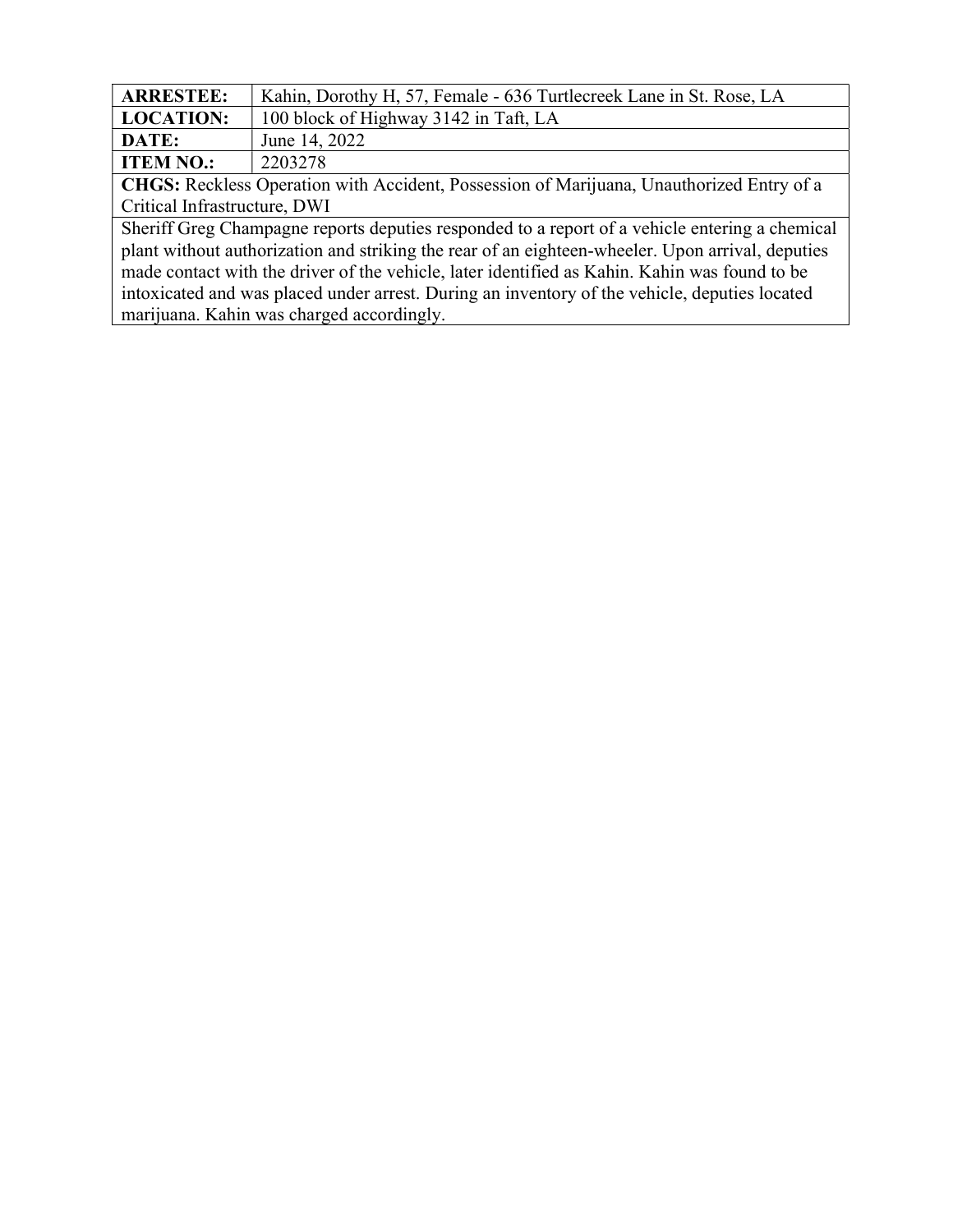| | |
|---|---|
| **ARRESTEE:** | Kahin, Dorothy H, 57, Female - 636 Turtlecreek Lane in St. Rose, LA |
| **LOCATION:** | 100 block of Highway 3142 in Taft, LA |
| **DATE:** | June 14, 2022 |
| **ITEM NO.:** | 2203278 |

**CHGS:** Reckless Operation with Accident, Possession of Marijuana, Unauthorized Entry of a Critical Infrastructure, DWI

Sheriff Greg Champagne reports deputies responded to a report of a vehicle entering a chemical plant without authorization and striking the rear of an eighteen-wheeler. Upon arrival, deputies made contact with the driver of the vehicle, later identified as Kahin. Kahin was found to be intoxicated and was placed under arrest. During an inventory of the vehicle, deputies located marijuana. Kahin was charged accordingly.